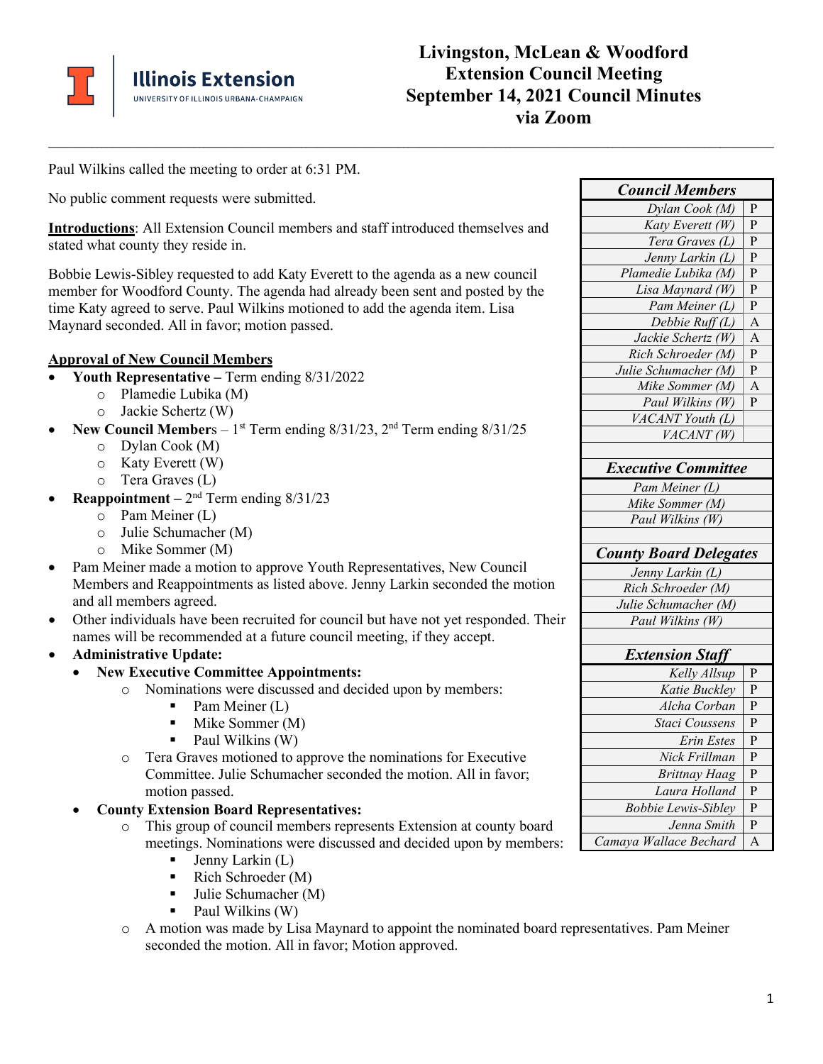# Livingston, McLean & Woodford Extension Council Meeting
# September 14, 2021 Council Minutes
# via Zoom

Paul Wilkins called the meeting to order at 6:31 PM.

No public comment requests were submitted.

**Introductions**: All Extension Council members and staff introduced themselves and stated what county they reside in.

Bobbie Lewis-Sibley requested to add Katy Everett to the agenda as a new council member for Woodford County. The agenda had already been sent and posted by the time Katy agreed to serve. Paul Wilkins motioned to add the agenda item. Lisa Maynard seconded. All in favor; motion passed.

**Approval of New Council Members**

- **Youth Representative –** Term ending 8/31/2022
  - Plamedie Lubika (M)
  - Jackie Schertz (W)
- **New Council Members** – 1st Term ending 8/31/23, 2nd Term ending 8/31/25
  - Dylan Cook (M)
  - Katy Everett (W)
  - Tera Graves (L)
- **Reappointment –** 2nd Term ending 8/31/23
  - Pam Meiner (L)
  - Julie Schumacher (M)
  - Mike Sommer (M)
- Pam Meiner made a motion to approve Youth Representatives, New Council Members and Reappointments as listed above. Jenny Larkin seconded the motion and all members agreed.
- Other individuals have been recruited for council but have not yet responded. Their names will be recommended at a future council meeting, if they accept.
- **Administrative Update:**
  - **New Executive Committee Appointments:**
    - Nominations were discussed and decided upon by members:
      - Pam Meiner (L)
      - Mike Sommer (M)
      - Paul Wilkins (W)
    - Tera Graves motioned to approve the nominations for Executive Committee. Julie Schumacher seconded the motion. All in favor; motion passed.
  - **County Extension Board Representatives:**
    - This group of council members represents Extension at county board meetings. Nominations were discussed and decided upon by members:
      - Jenny Larkin (L)
      - Rich Schroeder (M)
      - Julie Schumacher (M)
      - Paul Wilkins (W)
    - A motion was made by Lisa Maynard to appoint the nominated board representatives. Pam Meiner seconded the motion. All in favor; Motion approved.

| ***Council Members*** | |
|---|---|
| *Dylan Cook (M)* | P |
| *Katy Everett (W)* | P |
| *Tera Graves (L)* | P |
| *Jenny Larkin (L)* | P |
| *Plamedie Lubika (M)* | P |
| *Lisa Maynard (W)* | P |
| *Pam Meiner (L)* | P |
| *Debbie Ruff (L)* | A |
| *Jackie Schertz (W)* | A |
| *Rich Schroeder (M)* | P |
| *Julie Schumacher (M)* | P |
| *Mike Sommer (M)* | A |
| *Paul Wilkins (W)* | P |
| *VACANT Youth (L)* | |
| *VACANT (W)* | |

| ***Executive Committee*** |
|---|
| *Pam Meiner (L)* |
| *Mike Sommer (M)* |
| *Paul Wilkins (W)* |

| ***County Board Delegates*** |
|---|
| *Jenny Larkin (L)* |
| *Rich Schroeder (M)* |
| *Julie Schumacher (M)* |
| *Paul Wilkins (W)* |

| ***Extension Staff*** | |
|---|---|
| *Kelly Allsup* | P |
| *Katie Buckley* | P |
| *Alcha Corban* | P |
| *Staci Coussens* | P |
| *Erin Estes* | P |
| *Nick Frillman* | P |
| *Brittnay Haag* | P |
| *Laura Holland* | P |
| *Bobbie Lewis-Sibley* | P |
| *Jenna Smith* | P |
| *Camaya Wallace Bechard* | A |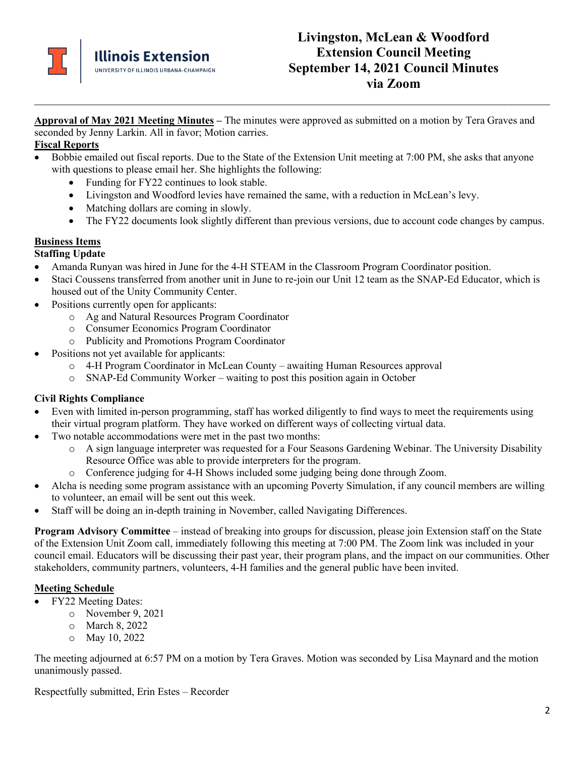# Livingston, McLean & Woodford Extension Council Meeting
# September 14, 2021 Council Minutes via Zoom

**Approval of May 2021 Meeting Minutes** – The minutes were approved as submitted on a motion by Tera Graves and seconded by Jenny Larkin. All in favor; Motion carries.

**Fiscal Reports**

- Bobbie emailed out fiscal reports. Due to the State of the Extension Unit meeting at 7:00 PM, she asks that anyone with questions to please email her. She highlights the following:
  - Funding for FY22 continues to look stable.
  - Livingston and Woodford levies have remained the same, with a reduction in McLean's levy.
  - Matching dollars are coming in slowly.
  - The FY22 documents look slightly different than previous versions, due to account code changes by campus.

**Business Items**

**Staffing Update**

- Amanda Runyan was hired in June for the 4-H STEAM in the Classroom Program Coordinator position.
- Staci Coussens transferred from another unit in June to re-join our Unit 12 team as the SNAP-Ed Educator, which is housed out of the Unity Community Center.
- Positions currently open for applicants:
  - Ag and Natural Resources Program Coordinator
  - Consumer Economics Program Coordinator
  - Publicity and Promotions Program Coordinator
- Positions not yet available for applicants:
  - 4-H Program Coordinator in McLean County – awaiting Human Resources approval
  - SNAP-Ed Community Worker – waiting to post this position again in October

**Civil Rights Compliance**

- Even with limited in-person programming, staff has worked diligently to find ways to meet the requirements using their virtual program platform. They have worked on different ways of collecting virtual data.
- Two notable accommodations were met in the past two months:
  - A sign language interpreter was requested for a Four Seasons Gardening Webinar. The University Disability Resource Office was able to provide interpreters for the program.
  - Conference judging for 4-H Shows included some judging being done through Zoom.
- Alcha is needing some program assistance with an upcoming Poverty Simulation, if any council members are willing to volunteer, an email will be sent out this week.
- Staff will be doing an in-depth training in November, called Navigating Differences.

**Program Advisory Committee** – instead of breaking into groups for discussion, please join Extension staff on the State of the Extension Unit Zoom call, immediately following this meeting at 7:00 PM. The Zoom link was included in your council email. Educators will be discussing their past year, their program plans, and the impact on our communities. Other stakeholders, community partners, volunteers, 4-H families and the general public have been invited.

**Meeting Schedule**

- FY22 Meeting Dates:
  - November 9, 2021
  - March 8, 2022
  - May 10, 2022

The meeting adjourned at 6:57 PM on a motion by Tera Graves. Motion was seconded by Lisa Maynard and the motion unanimously passed.

Respectfully submitted, Erin Estes – Recorder